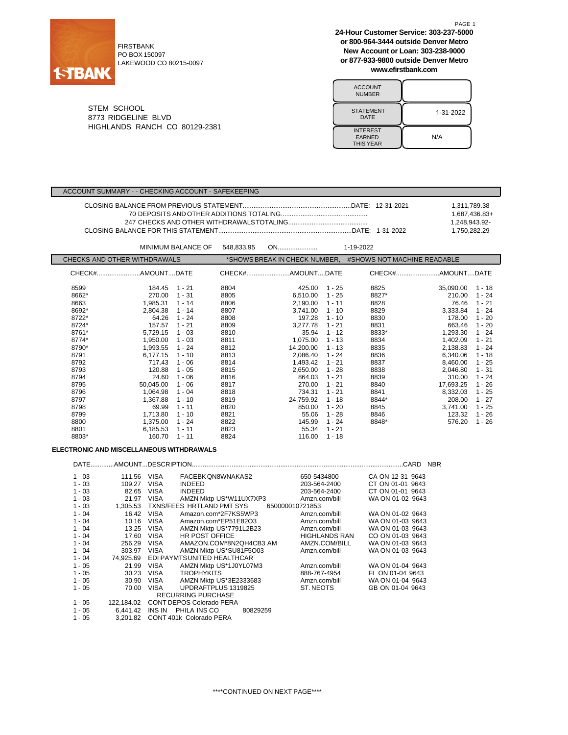FIRSTBANK
PO BOX 150097
LAKEWOOD CO 80215-0097

**24-Hour Customer Service: 303-237-5000**
**or 800-964-3444 outside Denver Metro**
**New Account or Loan: 303-238-9000**
**or 877-933-9800 outside Denver Metro**
**www.efirstbank.com**

STEM SCHOOL
8773 RIDGELINE BLVD
HIGHLANDS RANCH CO 80129-2381

| | |
|---|---|
| ACCOUNT NUMBER | |
| STATEMENT DATE | 1-31-2022 |
| INTEREST EARNED THIS YEAR | N/A |

## ACCOUNT SUMMARY - - CHECKING ACCOUNT - SAFEKEEPING

| | | |
|---|---|---|
| CLOSING BALANCE FROM PREVIOUS STATEMENT | DATE: 12-31-2021 | 1,311,789.38 |
| 70 DEPOSITS AND OTHER ADDITIONS TOTALING | | 1,687,436.83+ |
| 247 CHECKS AND OTHER WITHDRAWALS TOTALING | | 1,248,943.92- |
| CLOSING BALANCE FOR THIS STATEMENT | DATE: 1-31-2022 | 1,750,282.29 |

MINIMUM BALANCE OF 548,833.95 ON...................... 1-19-2022

## CHECKS AND OTHER WITHDRAWALS

*SHOWS BREAK IN CHECK NUMBER, #SHOWS NOT MACHINE READABLE

| CHECK# | AMOUNT | DATE | CHECK# | AMOUNT | DATE | CHECK# | AMOUNT | DATE |
|---|---|---|---|---|---|---|---|---|
| 8599 | 184.45 | 1 - 21 | 8804 | 425.00 | 1 - 25 | 8825 | 35,090.00 | 1 - 18 |
| 8662* | 270.00 | 1 - 31 | 8805 | 6,510.00 | 1 - 25 | 8827* | 210.00 | 1 - 24 |
| 8663 | 1,985.31 | 1 - 14 | 8806 | 2,190.00 | 1 - 11 | 8828 | 76.46 | 1 - 21 |
| 8692* | 2,804.38 | 1 - 14 | 8807 | 3,741.00 | 1 - 10 | 8829 | 3,333.84 | 1 - 24 |
| 8722* | 64.26 | 1 - 24 | 8808 | 197.28 | 1 - 10 | 8830 | 178.00 | 1 - 20 |
| 8724* | 157.57 | 1 - 21 | 8809 | 3,277.78 | 1 - 21 | 8831 | 663.46 | 1 - 20 |
| 8761* | 5,729.15 | 1 - 03 | 8810 | 35.94 | 1 - 12 | 8833* | 1,293.30 | 1 - 24 |
| 8774* | 1,950.00 | 1 - 03 | 8811 | 1,075.00 | 1 - 13 | 8834 | 1,402.09 | 1 - 21 |
| 8790* | 1,993.55 | 1 - 24 | 8812 | 14,200.00 | 1 - 13 | 8835 | 2,138.83 | 1 - 24 |
| 8791 | 6,177.15 | 1 - 10 | 8813 | 2,086.40 | 1 - 24 | 8836 | 6,340.06 | 1 - 18 |
| 8792 | 717.43 | 1 - 06 | 8814 | 1,493.42 | 1 - 21 | 8837 | 8,460.00 | 1 - 25 |
| 8793 | 120.88 | 1 - 05 | 8815 | 2,650.00 | 1 - 28 | 8838 | 2,046.80 | 1 - 31 |
| 8794 | 24.60 | 1 - 06 | 8816 | 864.03 | 1 - 21 | 8839 | 310.00 | 1 - 24 |
| 8795 | 50,045.00 | 1 - 06 | 8817 | 270.00 | 1 - 21 | 8840 | 17,693.25 | 1 - 26 |
| 8796 | 1,064.98 | 1 - 04 | 8818 | 734.31 | 1 - 21 | 8841 | 8,332.03 | 1 - 25 |
| 8797 | 1,367.88 | 1 - 10 | 8819 | 24,759.92 | 1 - 18 | 8844* | 208.00 | 1 - 27 |
| 8798 | 69.99 | 1 - 11 | 8820 | 850.00 | 1 - 20 | 8845 | 3,741.00 | 1 - 25 |
| 8799 | 1,713.80 | 1 - 10 | 8821 | 55.06 | 1 - 28 | 8846 | 123.32 | 1 - 26 |
| 8800 | 1,375.00 | 1 - 24 | 8822 | 145.99 | 1 - 24 | 8848* | 576.20 | 1 - 26 |
| 8801 | 6,185.53 | 1 - 11 | 8823 | 55.34 | 1 - 21 | | | |
| 8803* | 160.70 | 1 - 11 | 8824 | 116.00 | 1 - 18 | | | |

## ELECTRONIC AND MISCELLANEOUS WITHDRAWALS

| DATE | AMOUNT | DESCRIPTION | | | CARD NBR |
|---|---|---|---|---|---|
| 1 - 03 | 111.56 | VISA | FACEBK QN8WNAKAS2 | 650-5434800 | CA ON 12-31 9643 |
| 1 - 03 | 109.27 | VISA | INDEED | 203-564-2400 | CT ON 01-01 9643 |
| 1 - 03 | 82.65 | VISA | INDEED | 203-564-2400 | CT ON 01-01 9643 |
| 1 - 03 | 21.97 | VISA | AMZN Mktp US*W11UX7XP3 | Amzn.com/bill | WA ON 01-02 9643 |
| 1 - 03 | 1,305.53 | TXNS/FEES HRTLAND PMT SYS | | 650000010721853 | |
| 1 - 04 | 16.42 | VISA | Amazon.com*2F7KS5WP3 | Amzn.com/bill | WA ON 01-02 9643 |
| 1 - 04 | 10.16 | VISA | Amazon.com*EP51E82O3 | Amzn.com/bill | WA ON 01-03 9643 |
| 1 - 04 | 13.25 | VISA | AMZN Mktp US*7791L2B23 | Amzn.com/bill | WA ON 01-03 9643 |
| 1 - 04 | 17.60 | VISA | HR POST OFFICE | HIGHLANDS RAN | CO ON 01-03 9643 |
| 1 - 04 | 256.29 | VISA | AMAZON.COM*8N2QH4CB3 AM | AMZN.COM/BILL | WA ON 01-03 9643 |
| 1 - 04 | 303.97 | VISA | AMZN Mktp US*SU81F5O03 | Amzn.com/bill | WA ON 01-03 9643 |
| 1 - 04 | 74,925.69 | EDI PAYMTS UNITED HEALTHCAR | | | |
| 1 - 05 | 21.99 | VISA | AMZN Mktp US*1J0YL07M3 | Amzn.com/bill | WA ON 01-04 9643 |
| 1 - 05 | 30.23 | VISA | TROPHYKITS | 888-767-4954 | FL ON 01-04 9643 |
| 1 - 05 | 30.90 | VISA | AMZN Mktp US*3E2333683 | Amzn.com/bill | WA ON 01-04 9643 |
| 1 - 05 | 70.00 | VISA | UPDRAFTPLUS 1319825 RECURRING PURCHASE | ST. NEOTS | GB ON 01-04 9643 |
| 1 - 05 | 122,184.02 | CONT DEPOS Colorado PERA | | | |
| 1 - 05 | 6,441.42 | INS IN | PHILA INS CO | 80829259 | |
| 1 - 05 | 3,201.82 | CONT 401k Colorado PERA | | | |

\*\*\*\*CONTINUED ON NEXT PAGE\*\*\*\*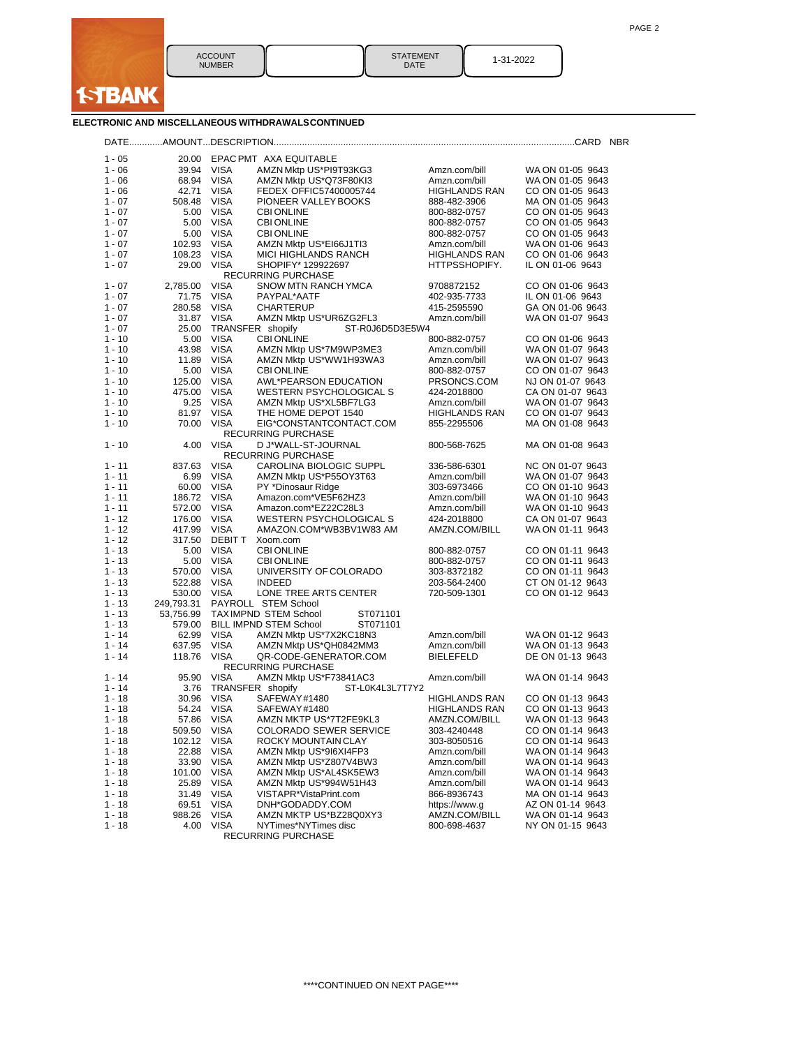**1STBANK**

| ACCOUNT NUMBER | | STATEMENT DATE | 1-31-2022 |
|---|---|---|---|

## ELECTRONIC AND MISCELLANEOUS WITHDRAWALSCONTINUED

| DATE | AMOUNT | DESCRIPTION | | | CARD NBR |
|---|---|---|---|---|---|
| 1 - 05 | 20.00 | EPAC PMT AXA EQUITABLE | | | |
| 1 - 06 | 39.94 | VISA | AMZN Mktp US*PI9T93KG3 | Amzn.com/bill | WA ON 01-05 9643 |
| 1 - 06 | 68.94 | VISA | AMZN Mktp US*Q73F80KI3 | Amzn.com/bill | WA ON 01-05 9643 |
| 1 - 06 | 42.71 | VISA | FEDEX OFFIC57400005744 | HIGHLANDS RAN | CO ON 01-05 9643 |
| 1 - 07 | 508.48 | VISA | PIONEER VALLEY BOOKS | 888-482-3906 | MA ON 01-05 9643 |
| 1 - 07 | 5.00 | VISA | CBI ONLINE | 800-882-0757 | CO ON 01-05 9643 |
| 1 - 07 | 5.00 | VISA | CBI ONLINE | 800-882-0757 | CO ON 01-05 9643 |
| 1 - 07 | 5.00 | VISA | CBI ONLINE | 800-882-0757 | CO ON 01-05 9643 |
| 1 - 07 | 102.93 | VISA | AMZN Mktp US*EI66J1TI3 | Amzn.com/bill | WA ON 01-06 9643 |
| 1 - 07 | 108.23 | VISA | MICI HIGHLANDS RANCH | HIGHLANDS RAN | CO ON 01-06 9643 |
| 1 - 07 | 29.00 | VISA | SHOPIFY* 129922697 | HTTPSSHOPIFY. | IL ON 01-06 9643 |
| | | RECURRING PURCHASE | | | |
| 1 - 07 | 2,785.00 | VISA | SNOW MTN RANCH YMCA | 9708872152 | CO ON 01-06 9643 |
| 1 - 07 | 71.75 | VISA | PAYPAL*AATF | 402-935-7733 | IL ON 01-06 9643 |
| 1 - 07 | 280.58 | VISA | CHARTERUP | 415-2595590 | GA ON 01-06 9643 |
| 1 - 07 | 31.87 | VISA | AMZN Mktp US*UR6ZG2FL3 | Amzn.com/bill | WA ON 01-07 9643 |
| 1 - 07 | 25.00 | TRANSFER shopify | ST-R0J6D5D3E5W4 | | |
| 1 - 10 | 5.00 | VISA | CBI ONLINE | 800-882-0757 | CO ON 01-06 9643 |
| 1 - 10 | 43.98 | VISA | AMZN Mktp US*7M9WP3ME3 | Amzn.com/bill | WA ON 01-07 9643 |
| 1 - 10 | 11.89 | VISA | AMZN Mktp US*WW1H93WA3 | Amzn.com/bill | WA ON 01-07 9643 |
| 1 - 10 | 5.00 | VISA | CBI ONLINE | 800-882-0757 | CO ON 01-07 9643 |
| 1 - 10 | 125.00 | VISA | AWL*PEARSON EDUCATION | PRSONCS.COM | NJ ON 01-07 9643 |
| 1 - 10 | 475.00 | VISA | WESTERN PSYCHOLOGICAL S | 424-2018800 | CA ON 01-07 9643 |
| 1 - 10 | 9.25 | VISA | AMZN Mktp US*XL5BF7LG3 | Amzn.com/bill | WA ON 01-07 9643 |
| 1 - 10 | 81.97 | VISA | THE HOME DEPOT 1540 | HIGHLANDS RAN | CO ON 01-07 9643 |
| 1 - 10 | 70.00 | VISA | EIG*CONSTANTCONTACT.COM | 855-2295506 | MA ON 01-08 9643 |
| | | RECURRING PURCHASE | | | |
| 1 - 10 | 4.00 | VISA | D J*WALL-ST-JOURNAL | 800-568-7625 | MA ON 01-08 9643 |
| | | RECURRING PURCHASE | | | |
| 1 - 11 | 837.63 | VISA | CAROLINA BIOLOGIC SUPPL | 336-586-6301 | NC ON 01-07 9643 |
| 1 - 11 | 6.99 | VISA | AMZN Mktp US*P55OY3T63 | Amzn.com/bill | WA ON 01-07 9643 |
| 1 - 11 | 60.00 | VISA | PY *Dinosaur Ridge | 303-6973466 | CO ON 01-10 9643 |
| 1 - 11 | 186.72 | VISA | Amazon.com*VE5F62HZ3 | Amzn.com/bill | WA ON 01-10 9643 |
| 1 - 11 | 572.00 | VISA | Amazon.com*EZ22C28L3 | Amzn.com/bill | WA ON 01-10 9643 |
| 1 - 12 | 176.00 | VISA | WESTERN PSYCHOLOGICAL S | 424-2018800 | CA ON 01-07 9643 |
| 1 - 12 | 417.99 | VISA | AMAZON.COM*WB3BV1W83 AM | AMZN.COM/BILL | WA ON 01-11 9643 |
| 1 - 12 | 317.50 | DEBIT T | Xoom.com | | |
| 1 - 13 | 5.00 | VISA | CBI ONLINE | 800-882-0757 | CO ON 01-11 9643 |
| 1 - 13 | 5.00 | VISA | CBI ONLINE | 800-882-0757 | CO ON 01-11 9643 |
| 1 - 13 | 570.00 | VISA | UNIVERSITY OF COLORADO | 303-8372182 | CO ON 01-11 9643 |
| 1 - 13 | 522.88 | VISA | INDEED | 203-564-2400 | CT ON 01-12 9643 |
| 1 - 13 | 530.00 | VISA | LONE TREE ARTS CENTER | 720-509-1301 | CO ON 01-12 9643 |
| 1 - 13 | 249,793.31 | PAYROLL STEM School | | | |
| 1 - 13 | 53,756.99 | TAX IMPND STEM School | ST071101 | | |
| 1 - 13 | 579.00 | BILL IMPND STEM School | ST071101 | | |
| 1 - 14 | 62.99 | VISA | AMZN Mktp US*7X2KC18N3 | Amzn.com/bill | WA ON 01-12 9643 |
| 1 - 14 | 637.95 | VISA | AMZN Mktp US*QH0842MM3 | Amzn.com/bill | WA ON 01-13 9643 |
| 1 - 14 | 118.76 | VISA | QR-CODE-GENERATOR.COM | BIELEFELD | DE ON 01-13 9643 |
| | | RECURRING PURCHASE | | | |
| 1 - 14 | 95.90 | VISA | AMZN Mktp US*F73841AC3 | Amzn.com/bill | WA ON 01-14 9643 |
| 1 - 14 | 3.76 | TRANSFER shopify | ST-L0K4L3L7T7Y2 | | |
| 1 - 18 | 30.96 | VISA | SAFEWAY #1480 | HIGHLANDS RAN | CO ON 01-13 9643 |
| 1 - 18 | 54.24 | VISA | SAFEWAY #1480 | HIGHLANDS RAN | CO ON 01-13 9643 |
| 1 - 18 | 57.86 | VISA | AMZN MKTP US*7T2FE9KL3 | AMZN.COM/BILL | WA ON 01-13 9643 |
| 1 - 18 | 509.50 | VISA | COLORADO SEWER SERVICE | 303-4240448 | CO ON 01-14 9643 |
| 1 - 18 | 102.12 | VISA | ROCKY MOUNTAIN CLAY | 303-8050516 | CO ON 01-14 9643 |
| 1 - 18 | 22.88 | VISA | AMZN Mktp US*9I6XI4FP3 | Amzn.com/bill | WA ON 01-14 9643 |
| 1 - 18 | 33.90 | VISA | AMZN Mktp US*Z807V4BW3 | Amzn.com/bill | WA ON 01-14 9643 |
| 1 - 18 | 101.00 | VISA | AMZN Mktp US*AL4SK5EW3 | Amzn.com/bill | WA ON 01-14 9643 |
| 1 - 18 | 25.89 | VISA | AMZN Mktp US*994W51H43 | Amzn.com/bill | WA ON 01-14 9643 |
| 1 - 18 | 31.49 | VISA | VISTAPR*VistaPrint.com | 866-8936743 | MA ON 01-14 9643 |
| 1 - 18 | 69.51 | VISA | DNH*GODADDY.COM | https://www.g | AZ ON 01-14 9643 |
| 1 - 18 | 988.26 | VISA | AMZN MKTP US*BZ28Q0XY3 | AMZN.COM/BILL | WA ON 01-14 9643 |
| 1 - 18 | 4.00 | VISA | NYTimes*NYTimes disc | 800-698-4637 | NY ON 01-15 9643 |
| | | RECURRING PURCHASE | | | |

****CONTINUED ON NEXT PAGE****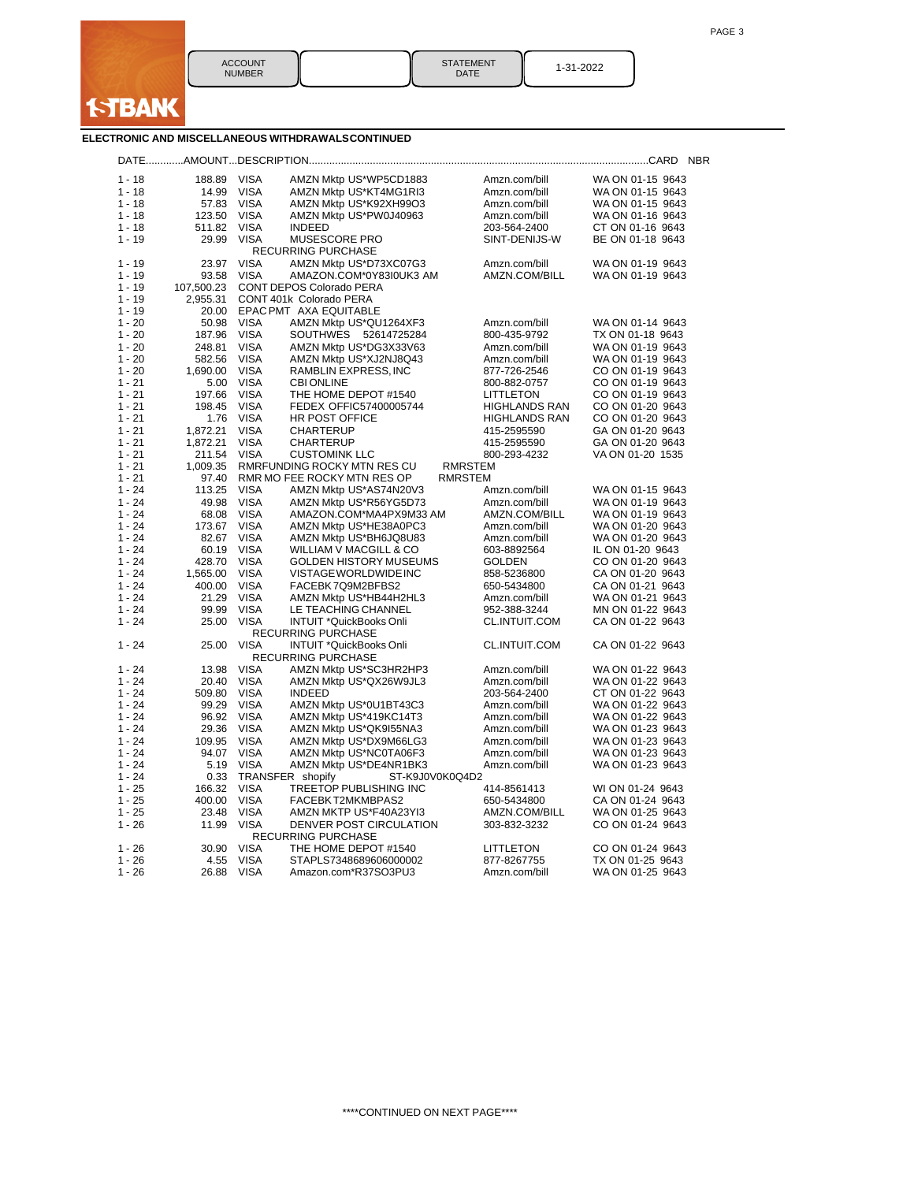1STBANK

| ACCOUNT NUMBER | | STATEMENT DATE | 1-31-2022 |
|---|---|---|---|

**ELECTRONIC AND MISCELLANEOUS WITHDRAWALS CONTINUED**

| DATE | AMOUNT | DESCRIPTION | | | CARD NBR |
|---|---|---|---|---|---|
| 1 - 18 | 188.89 | VISA | AMZN Mktp US*WP5CD1883 | Amzn.com/bill | WA ON 01-15 9643 |
| 1 - 18 | 14.99 | VISA | AMZN Mktp US*KT4MG1RI3 | Amzn.com/bill | WA ON 01-15 9643 |
| 1 - 18 | 57.83 | VISA | AMZN Mktp US*K92XH99O3 | Amzn.com/bill | WA ON 01-15 9643 |
| 1 - 18 | 123.50 | VISA | AMZN Mktp US*PW0J40963 | Amzn.com/bill | WA ON 01-16 9643 |
| 1 - 18 | 511.82 | VISA | INDEED | 203-564-2400 | CT ON 01-16 9643 |
| 1 - 19 | 29.99 | VISA | MUSESCORE PRO RECURRING PURCHASE | SINT-DENIJS-W | BE ON 01-18 9643 |
| 1 - 19 | 23.97 | VISA | AMZN Mktp US*D73XC07G3 | Amzn.com/bill | WA ON 01-19 9643 |
| 1 - 19 | 93.58 | VISA | AMAZON.COM*0Y83I0UK3 AM | AMZN.COM/BILL | WA ON 01-19 9643 |
| 1 - 19 | 107,500.23 | CONT DEPOS Colorado PERA | | | |
| 1 - 19 | 2,955.31 | CONT 401k Colorado PERA | | | |
| 1 - 19 | 20.00 | EPAC PMT AXA EQUITABLE | | | |
| 1 - 20 | 50.98 | VISA | AMZN Mktp US*QU1264XF3 | Amzn.com/bill | WA ON 01-14 9643 |
| 1 - 20 | 187.96 | VISA | SOUTHWES 52614725284 | 800-435-9792 | TX ON 01-18 9643 |
| 1 - 20 | 248.81 | VISA | AMZN Mktp US*DG3X33V63 | Amzn.com/bill | WA ON 01-19 9643 |
| 1 - 20 | 582.56 | VISA | AMZN Mktp US*XJ2NJ8Q43 | Amzn.com/bill | WA ON 01-19 9643 |
| 1 - 20 | 1,690.00 | VISA | RAMBLIN EXPRESS, INC | 877-726-2546 | CO ON 01-19 9643 |
| 1 - 21 | 5.00 | VISA | CBI ONLINE | 800-882-0757 | CO ON 01-19 9643 |
| 1 - 21 | 197.66 | VISA | THE HOME DEPOT #1540 | LITTLETON | CO ON 01-19 9643 |
| 1 - 21 | 198.45 | VISA | FEDEX OFFIC57400005744 | HIGHLANDS RAN | CO ON 01-20 9643 |
| 1 - 21 | 1.76 | VISA | HR POST OFFICE | HIGHLANDS RAN | CO ON 01-20 9643 |
| 1 - 21 | 1,872.21 | VISA | CHARTERUP | 415-2595590 | GA ON 01-20 9643 |
| 1 - 21 | 1,872.21 | VISA | CHARTERUP | 415-2595590 | GA ON 01-20 9643 |
| 1 - 21 | 211.54 | VISA | CUSTOMINK LLC | 800-293-4232 | VA ON 01-20 1535 |
| 1 - 21 | 1,009.35 | RMRFUNDING ROCKY MTN RES CU RMRSTEM | | | |
| 1 - 21 | 97.40 | RMR MO FEE ROCKY MTN RES OP RMRSTEM | | | |
| 1 - 24 | 113.25 | VISA | AMZN Mktp US*AS74N20V3 | Amzn.com/bill | WA ON 01-15 9643 |
| 1 - 24 | 49.98 | VISA | AMZN Mktp US*R56YG5D73 | Amzn.com/bill | WA ON 01-19 9643 |
| 1 - 24 | 68.08 | VISA | AMAZON.COM*MA4PX9M33 AM | AMZN.COM/BILL | WA ON 01-19 9643 |
| 1 - 24 | 173.67 | VISA | AMZN Mktp US*HE38A0PC3 | Amzn.com/bill | WA ON 01-20 9643 |
| 1 - 24 | 82.67 | VISA | AMZN Mktp US*BH6JQ8U83 | Amzn.com/bill | WA ON 01-20 9643 |
| 1 - 24 | 60.19 | VISA | WILLIAM V MACGILL & CO | 603-8892564 | IL ON 01-20 9643 |
| 1 - 24 | 428.70 | VISA | GOLDEN HISTORY MUSEUMS | GOLDEN | CO ON 01-20 9643 |
| 1 - 24 | 1,565.00 | VISA | VISTAGE WORLDWIDE INC | 858-5236800 | CA ON 01-20 9643 |
| 1 - 24 | 400.00 | VISA | FACEBK 7Q9M2BFBS2 | 650-5434800 | CA ON 01-21 9643 |
| 1 - 24 | 21.29 | VISA | AMZN Mktp US*HB44H2HL3 | Amzn.com/bill | WA ON 01-21 9643 |
| 1 - 24 | 99.99 | VISA | LE TEACHING CHANNEL | 952-388-3244 | MN ON 01-22 9643 |
| 1 - 24 | 25.00 | VISA | INTUIT *QuickBooks Onli RECURRING PURCHASE | CL.INTUIT.COM | CA ON 01-22 9643 |
| 1 - 24 | 25.00 | VISA | INTUIT *QuickBooks Onli RECURRING PURCHASE | CL.INTUIT.COM | CA ON 01-22 9643 |
| 1 - 24 | 13.98 | VISA | AMZN Mktp US*SC3HR2HP3 | Amzn.com/bill | WA ON 01-22 9643 |
| 1 - 24 | 20.40 | VISA | AMZN Mktp US*QX26W9JL3 | Amzn.com/bill | WA ON 01-22 9643 |
| 1 - 24 | 509.80 | VISA | INDEED | 203-564-2400 | CT ON 01-22 9643 |
| 1 - 24 | 99.29 | VISA | AMZN Mktp US*0U1BT43C3 | Amzn.com/bill | WA ON 01-22 9643 |
| 1 - 24 | 96.92 | VISA | AMZN Mktp US*419KC14T3 | Amzn.com/bill | WA ON 01-22 9643 |
| 1 - 24 | 29.36 | VISA | AMZN Mktp US*QK9I55NA3 | Amzn.com/bill | WA ON 01-23 9643 |
| 1 - 24 | 109.95 | VISA | AMZN Mktp US*DX9M66LG3 | Amzn.com/bill | WA ON 01-23 9643 |
| 1 - 24 | 94.07 | VISA | AMZN Mktp US*NC0TA06F3 | Amzn.com/bill | WA ON 01-23 9643 |
| 1 - 24 | 5.19 | VISA | AMZN Mktp US*DE4NR1BK3 | Amzn.com/bill | WA ON 01-23 9643 |
| 1 - 24 | 0.33 | TRANSFER shopify ST-K9J0V0K0Q4D2 | | | |
| 1 - 25 | 166.32 | VISA | TREETOP PUBLISHING INC | 414-8561413 | WI ON 01-24 9643 |
| 1 - 25 | 400.00 | VISA | FACEBK T2MKMBPAS2 | 650-5434800 | CA ON 01-24 9643 |
| 1 - 25 | 23.48 | VISA | AMZN MKTP US*F40A23YI3 | AMZN.COM/BILL | WA ON 01-25 9643 |
| 1 - 26 | 11.99 | VISA | DENVER POST CIRCULATION RECURRING PURCHASE | 303-832-3232 | CO ON 01-24 9643 |
| 1 - 26 | 30.90 | VISA | THE HOME DEPOT #1540 | LITTLETON | CO ON 01-24 9643 |
| 1 - 26 | 4.55 | VISA | STAPLS7348689606000002 | 877-8267755 | TX ON 01-25 9643 |
| 1 - 26 | 26.88 | VISA | Amazon.com*R37SO3PU3 | Amzn.com/bill | WA ON 01-25 9643 |

****CONTINUED ON NEXT PAGE****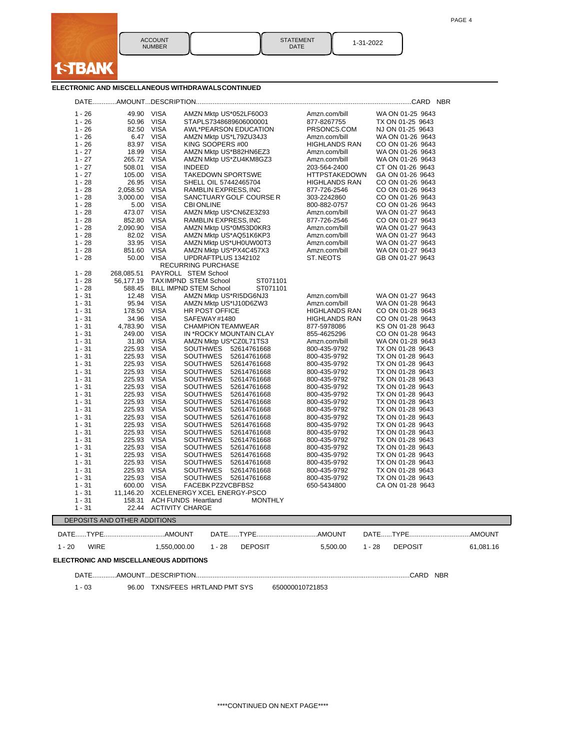| ACCOUNT NUMBER | | STATEMENT DATE | 1-31-2022 |
|---|---|---|---|

**1STBANK**

### ELECTRONIC AND MISCELLANEOUS WITHDRAWALS CONTINUED

| DATE | AMOUNT | DESCRIPTION | | | CARD NBR |
|---|---|---|---|---|---|
| 1 - 26 | 49.90 | VISA | AMZN Mktp US*052LF60O3 | Amzn.com/bill | WA ON 01-25 9643 |
| 1 - 26 | 50.96 | VISA | STAPLS7348689606000001 | 877-8267755 | TX ON 01-25 9643 |
| 1 - 26 | 82.50 | VISA | AWL*PEARSON EDUCATION | PRSONCS.COM | NJ ON 01-25 9643 |
| 1 - 26 | 6.47 | VISA | AMZN Mktp US*L79ZU34J3 | Amzn.com/bill | WA ON 01-26 9643 |
| 1 - 26 | 83.97 | VISA | KING SOOPERS #00 | HIGHLANDS RAN | CO ON 01-26 9643 |
| 1 - 27 | 18.99 | VISA | AMZN Mktp US*B82HN6EZ3 | Amzn.com/bill | WA ON 01-26 9643 |
| 1 - 27 | 265.72 | VISA | AMZN Mktp US*ZU4KM8GZ3 | Amzn.com/bill | WA ON 01-26 9643 |
| 1 - 27 | 508.01 | VISA | INDEED | 203-564-2400 | CT ON 01-26 9643 |
| 1 - 27 | 105.00 | VISA | TAKEDOWN SPORTSWE | HTTPSTAKEDOWN | GA ON 01-26 9643 |
| 1 - 28 | 26.95 | VISA | SHELL OIL 57442465704 | HIGHLANDS RAN | CO ON 01-26 9643 |
| 1 - 28 | 2,058.50 | VISA | RAMBLIN EXPRESS, INC | 877-726-2546 | CO ON 01-26 9643 |
| 1 - 28 | 3,000.00 | VISA | SANCTUARY GOLF COURSE R | 303-2242860 | CO ON 01-26 9643 |
| 1 - 28 | 5.00 | VISA | CBI ONLINE | 800-882-0757 | CO ON 01-26 9643 |
| 1 - 28 | 473.07 | VISA | AMZN Mktp US*CN6ZE3Z93 | Amzn.com/bill | WA ON 01-27 9643 |
| 1 - 28 | 852.80 | VISA | RAMBLIN EXPRESS, INC | 877-726-2546 | CO ON 01-27 9643 |
| 1 - 28 | 2,090.90 | VISA | AMZN Mktp US*0M53D0KR3 | Amzn.com/bill | WA ON 01-27 9643 |
| 1 - 28 | 82.02 | VISA | AMZN Mktp US*AQ51K6KP3 | Amzn.com/bill | WA ON 01-27 9643 |
| 1 - 28 | 33.95 | VISA | AMZN Mktp US*UH0UW00T3 | Amzn.com/bill | WA ON 01-27 9643 |
| 1 - 28 | 851.60 | VISA | AMZN Mktp US*PX4C457X3 | Amzn.com/bill | WA ON 01-27 9643 |
| 1 - 28 | 50.00 | VISA | UPDRAFTPLUS 1342102 RECURRING PURCHASE | ST. NEOTS | GB ON 01-27 9643 |
| 1 - 28 | 268,085.51 | PAYROLL STEM School | | | |
| 1 - 28 | 56,177.19 | TAX IMPND STEM School | ST071101 | | |
| 1 - 28 | 588.45 | BILL IMPND STEM School | ST071101 | | |
| 1 - 31 | 12.48 | VISA | AMZN Mktp US*RI5DG6NJ3 | Amzn.com/bill | WA ON 01-27 9643 |
| 1 - 31 | 95.94 | VISA | AMZN Mktp US*IJ10D6ZW3 | Amzn.com/bill | WA ON 01-28 9643 |
| 1 - 31 | 178.50 | VISA | HR POST OFFICE | HIGHLANDS RAN | CO ON 01-28 9643 |
| 1 - 31 | 34.96 | VISA | SAFEWAY #1480 | HIGHLANDS RAN | CO ON 01-28 9643 |
| 1 - 31 | 4,783.90 | VISA | CHAMPION TEAMWEAR | 877-5978086 | KS ON 01-28 9643 |
| 1 - 31 | 249.00 | VISA | IN *ROCKY MOUNTAIN CLAY | 855-4625296 | CO ON 01-28 9643 |
| 1 - 31 | 31.80 | VISA | AMZN Mktp US*CZ0L71TS3 | Amzn.com/bill | WA ON 01-28 9643 |
| 1 - 31 | 225.93 | VISA | SOUTHWES 52614761668 | 800-435-9792 | TX ON 01-28 9643 |
| 1 - 31 | 225.93 | VISA | SOUTHWES 52614761668 | 800-435-9792 | TX ON 01-28 9643 |
| 1 - 31 | 225.93 | VISA | SOUTHWES 52614761668 | 800-435-9792 | TX ON 01-28 9643 |
| 1 - 31 | 225.93 | VISA | SOUTHWES 52614761668 | 800-435-9792 | TX ON 01-28 9643 |
| 1 - 31 | 225.93 | VISA | SOUTHWES 52614761668 | 800-435-9792 | TX ON 01-28 9643 |
| 1 - 31 | 225.93 | VISA | SOUTHWES 52614761668 | 800-435-9792 | TX ON 01-28 9643 |
| 1 - 31 | 225.93 | VISA | SOUTHWES 52614761668 | 800-435-9792 | TX ON 01-28 9643 |
| 1 - 31 | 225.93 | VISA | SOUTHWES 52614761668 | 800-435-9792 | TX ON 01-28 9643 |
| 1 - 31 | 225.93 | VISA | SOUTHWES 52614761668 | 800-435-9792 | TX ON 01-28 9643 |
| 1 - 31 | 225.93 | VISA | SOUTHWES 52614761668 | 800-435-9792 | TX ON 01-28 9643 |
| 1 - 31 | 225.93 | VISA | SOUTHWES 52614761668 | 800-435-9792 | TX ON 01-28 9643 |
| 1 - 31 | 225.93 | VISA | SOUTHWES 52614761668 | 800-435-9792 | TX ON 01-28 9643 |
| 1 - 31 | 225.93 | VISA | SOUTHWES 52614761668 | 800-435-9792 | TX ON 01-28 9643 |
| 1 - 31 | 225.93 | VISA | SOUTHWES 52614761668 | 800-435-9792 | TX ON 01-28 9643 |
| 1 - 31 | 225.93 | VISA | SOUTHWES 52614761668 | 800-435-9792 | TX ON 01-28 9643 |
| 1 - 31 | 225.93 | VISA | SOUTHWES 52614761668 | 800-435-9792 | TX ON 01-28 9643 |
| 1 - 31 | 225.93 | VISA | SOUTHWES 52614761668 | 800-435-9792 | TX ON 01-28 9643 |
| 1 - 31 | 225.93 | VISA | SOUTHWES 52614761668 | 800-435-9792 | TX ON 01-28 9643 |
| 1 - 31 | 600.00 | VISA | FACEBK PZ2VCBFBS2 | 650-5434800 | CA ON 01-28 9643 |
| 1 - 31 | 11,146.20 | XCELENERGY XCEL ENERGY-PSCO | | | |
| 1 - 31 | 158.31 | ACH FUNDS Heartland | MONTHLY | | |
| 1 - 31 | 22.44 | ACTIVITY CHARGE | | | |

### DEPOSITS AND OTHER ADDITIONS

| DATE | TYPE | AMOUNT | DATE | TYPE | AMOUNT | DATE | TYPE | AMOUNT |
|---|---|---|---|---|---|---|---|---|
| 1 - 20 | WIRE | 1,550,000.00 | 1 - 28 | DEPOSIT | 5,500.00 | 1 - 28 | DEPOSIT | 61,081.16 |

### ELECTRONIC AND MISCELLANEOUS ADDITIONS

| DATE | AMOUNT | DESCRIPTION | | CARD NBR |
|---|---|---|---|---|
| 1 - 03 | 96.00 | TXNS/FEES HRTLAND PMT SYS | 650000010721853 | |

\*\*\*\*CONTINUED ON NEXT PAGE\*\*\*\*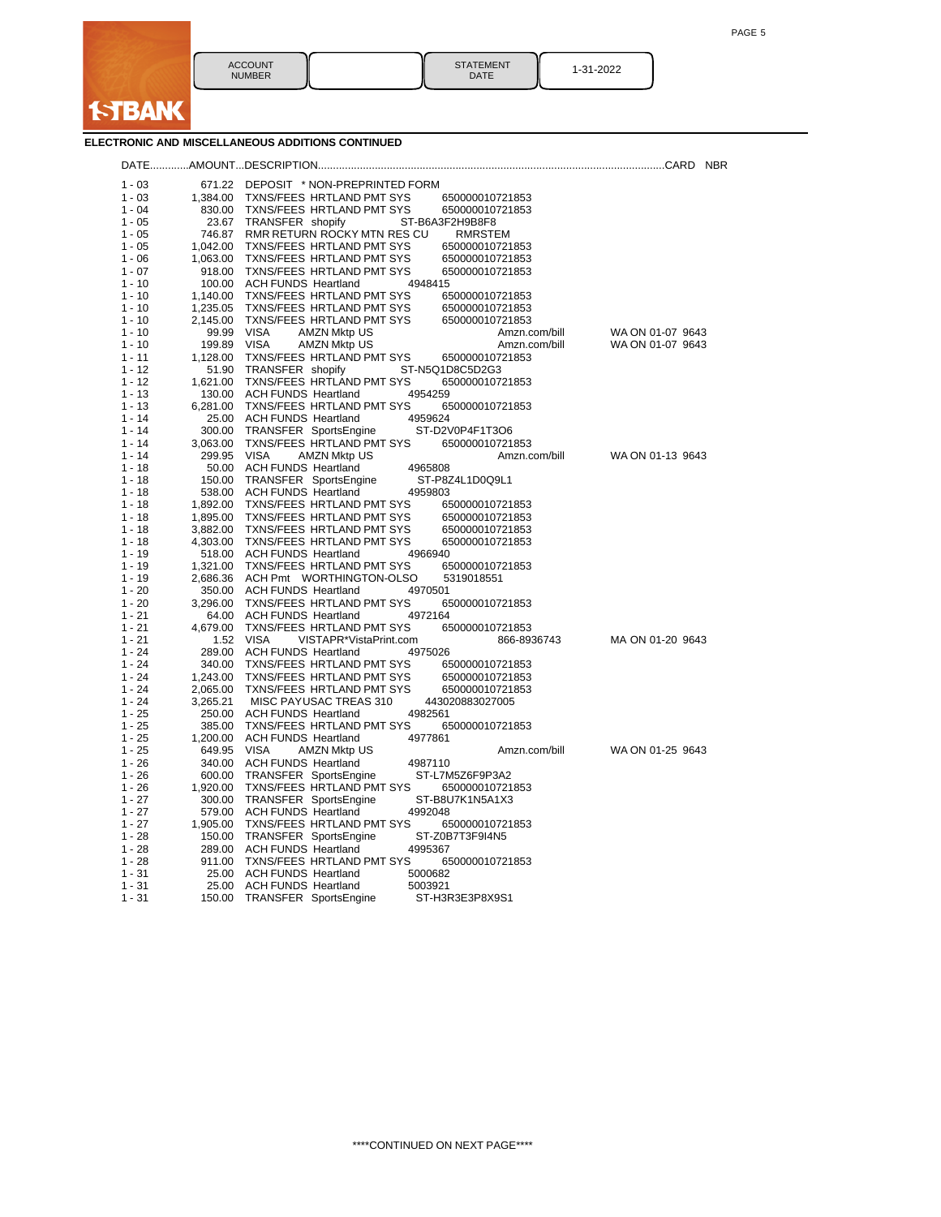1STBANK

| ACCOUNT NUMBER | | STATEMENT DATE | 1-31-2022 |
|---|---|---|---|

**ELECTRONIC AND MISCELLANEOUS ADDITIONS CONTINUED**

| DATE | AMOUNT | DESCRIPTION | | | CARD NBR |
|---|---|---|---|---|---|
| 1 - 03 | 671.22 | DEPOSIT * NON-PREPRINTED FORM | | | |
| 1 - 03 | 1,384.00 | TXNS/FEES HRTLAND PMT SYS | 650000010721853 | | |
| 1 - 04 | 830.00 | TXNS/FEES HRTLAND PMT SYS | 650000010721853 | | |
| 1 - 05 | 23.67 | TRANSFER shopify | ST-B6A3F2H9B8F8 | | |
| 1 - 05 | 746.87 | RMR RETURN ROCKY MTN RES CU | RMRSTEM | | |
| 1 - 05 | 1,042.00 | TXNS/FEES HRTLAND PMT SYS | 650000010721853 | | |
| 1 - 06 | 1,063.00 | TXNS/FEES HRTLAND PMT SYS | 650000010721853 | | |
| 1 - 07 | 918.00 | TXNS/FEES HRTLAND PMT SYS | 650000010721853 | | |
| 1 - 10 | 100.00 | ACH FUNDS Heartland | 4948415 | | |
| 1 - 10 | 1,140.00 | TXNS/FEES HRTLAND PMT SYS | 650000010721853 | | |
| 1 - 10 | 1,235.05 | TXNS/FEES HRTLAND PMT SYS | 650000010721853 | | |
| 1 - 10 | 2,145.00 | TXNS/FEES HRTLAND PMT SYS | 650000010721853 | | |
| 1 - 10 | 99.99 | VISA AMZN Mktp US | | Amzn.com/bill | WA ON 01-07 9643 |
| 1 - 10 | 199.89 | VISA AMZN Mktp US | | Amzn.com/bill | WA ON 01-07 9643 |
| 1 - 11 | 1,128.00 | TXNS/FEES HRTLAND PMT SYS | 650000010721853 | | |
| 1 - 12 | 51.90 | TRANSFER shopify | ST-N5Q1D8C5D2G3 | | |
| 1 - 12 | 1,621.00 | TXNS/FEES HRTLAND PMT SYS | 650000010721853 | | |
| 1 - 13 | 130.00 | ACH FUNDS Heartland | 4954259 | | |
| 1 - 13 | 6,281.00 | TXNS/FEES HRTLAND PMT SYS | 650000010721853 | | |
| 1 - 14 | 25.00 | ACH FUNDS Heartland | 4959624 | | |
| 1 - 14 | 300.00 | TRANSFER SportsEngine | ST-D2V0P4F1T3O6 | | |
| 1 - 14 | 3,063.00 | TXNS/FEES HRTLAND PMT SYS | 650000010721853 | | |
| 1 - 14 | 299.95 | VISA AMZN Mktp US | | Amzn.com/bill | WA ON 01-13 9643 |
| 1 - 18 | 50.00 | ACH FUNDS Heartland | 4965808 | | |
| 1 - 18 | 150.00 | TRANSFER SportsEngine | ST-P8Z4L1D0Q9L1 | | |
| 1 - 18 | 538.00 | ACH FUNDS Heartland | 4959803 | | |
| 1 - 18 | 1,892.00 | TXNS/FEES HRTLAND PMT SYS | 650000010721853 | | |
| 1 - 18 | 1,895.00 | TXNS/FEES HRTLAND PMT SYS | 650000010721853 | | |
| 1 - 18 | 3,882.00 | TXNS/FEES HRTLAND PMT SYS | 650000010721853 | | |
| 1 - 18 | 4,303.00 | TXNS/FEES HRTLAND PMT SYS | 650000010721853 | | |
| 1 - 19 | 518.00 | ACH FUNDS Heartland | 4966940 | | |
| 1 - 19 | 1,321.00 | TXNS/FEES HRTLAND PMT SYS | 650000010721853 | | |
| 1 - 19 | 2,686.36 | ACH Pmt WORTHINGTON-OLSO | 5319018551 | | |
| 1 - 20 | 350.00 | ACH FUNDS Heartland | 4970501 | | |
| 1 - 20 | 3,296.00 | TXNS/FEES HRTLAND PMT SYS | 650000010721853 | | |
| 1 - 21 | 64.00 | ACH FUNDS Heartland | 4972164 | | |
| 1 - 21 | 4,679.00 | TXNS/FEES HRTLAND PMT SYS | 650000010721853 | | |
| 1 - 21 | 1.52 | VISA VISTAPR*VistaPrint.com | | 866-8936743 | MA ON 01-20 9643 |
| 1 - 24 | 289.00 | ACH FUNDS Heartland | 4975026 | | |
| 1 - 24 | 340.00 | TXNS/FEES HRTLAND PMT SYS | 650000010721853 | | |
| 1 - 24 | 1,243.00 | TXNS/FEES HRTLAND PMT SYS | 650000010721853 | | |
| 1 - 24 | 2,065.00 | TXNS/FEES HRTLAND PMT SYS | 650000010721853 | | |
| 1 - 24 | 3,265.21 | MISC PAYUSAC TREAS 310 | 443020883027005 | | |
| 1 - 25 | 250.00 | ACH FUNDS Heartland | 4982561 | | |
| 1 - 25 | 385.00 | TXNS/FEES HRTLAND PMT SYS | 650000010721853 | | |
| 1 - 25 | 1,200.00 | ACH FUNDS Heartland | 4977861 | | |
| 1 - 25 | 649.95 | VISA AMZN Mktp US | | Amzn.com/bill | WA ON 01-25 9643 |
| 1 - 26 | 340.00 | ACH FUNDS Heartland | 4987110 | | |
| 1 - 26 | 600.00 | TRANSFER SportsEngine | ST-L7M5Z6F9P3A2 | | |
| 1 - 26 | 1,920.00 | TXNS/FEES HRTLAND PMT SYS | 650000010721853 | | |
| 1 - 27 | 300.00 | TRANSFER SportsEngine | ST-B8U7K1N5A1X3 | | |
| 1 - 27 | 579.00 | ACH FUNDS Heartland | 4992048 | | |
| 1 - 27 | 1,905.00 | TXNS/FEES HRTLAND PMT SYS | 650000010721853 | | |
| 1 - 28 | 150.00 | TRANSFER SportsEngine | ST-Z0B7T3F9I4N5 | | |
| 1 - 28 | 289.00 | ACH FUNDS Heartland | 4995367 | | |
| 1 - 28 | 911.00 | TXNS/FEES HRTLAND PMT SYS | 650000010721853 | | |
| 1 - 31 | 25.00 | ACH FUNDS Heartland | 5000682 | | |
| 1 - 31 | 25.00 | ACH FUNDS Heartland | 5003921 | | |
| 1 - 31 | 150.00 | TRANSFER SportsEngine | ST-H3R3E3P8X9S1 | | |

****CONTINUED ON NEXT PAGE****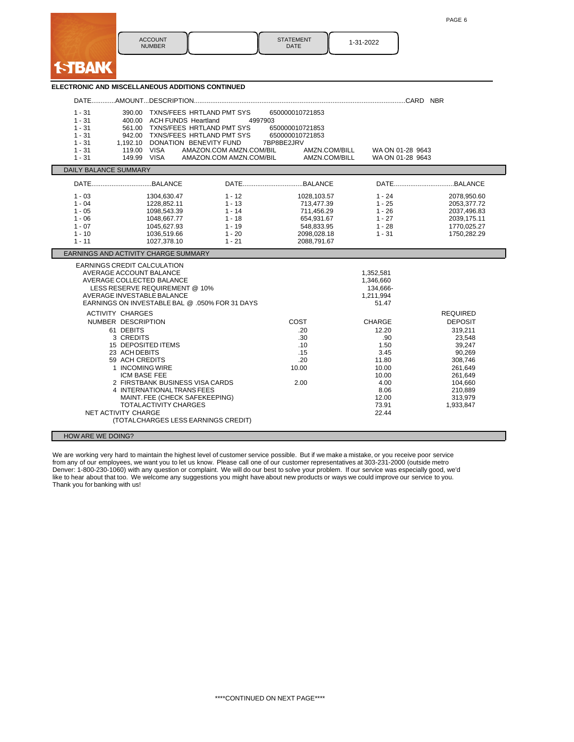1STBANK

| ACCOUNT NUMBER | | STATEMENT DATE | 1-31-2022 |
|---|---|---|---|

## ELECTRONIC AND MISCELLANEOUS ADDITIONS CONTINUED

| DATE | AMOUNT | DESCRIPTION | | | CARD NBR |
|---|---|---|---|---|---|
| 1 - 31 | 390.00 | TXNS/FEES HRTLAND PMT SYS | 650000010721853 | | |
| 1 - 31 | 400.00 | ACH FUNDS Heartland | 4997903 | | |
| 1 - 31 | 561.00 | TXNS/FEES HRTLAND PMT SYS | 650000010721853 | | |
| 1 - 31 | 942.00 | TXNS/FEES HRTLAND PMT SYS | 650000010721853 | | |
| 1 - 31 | 1,192.10 | DONATION BENEVITY FUND | 7BP8BE2JRV | | |
| 1 - 31 | 119.00 | VISA AMAZON.COM AMZN.COM/BIL | AMZN.COM/BILL | WA ON 01-28 | 9643 |
| 1 - 31 | 149.99 | VISA AMAZON.COM AMZN.COM/BIL | AMZN.COM/BILL | WA ON 01-28 | 9643 |

## DAILY BALANCE SUMMARY

| DATE | BALANCE | DATE | BALANCE | DATE | BALANCE |
|---|---|---|---|---|---|
| 1 - 03 | 1304,630.47 | 1 - 12 | 1028,103.57 | 1 - 24 | 2078,950.60 |
| 1 - 04 | 1228,852.11 | 1 - 13 | 713,477.39 | 1 - 25 | 2053,377.72 |
| 1 - 05 | 1098,543.39 | 1 - 14 | 711,456.29 | 1 - 26 | 2037,496.83 |
| 1 - 06 | 1048,667.77 | 1 - 18 | 654,931.67 | 1 - 27 | 2039,175.11 |
| 1 - 07 | 1045,627.93 | 1 - 19 | 548,833.95 | 1 - 28 | 1770,025.27 |
| 1 - 10 | 1036,519.66 | 1 - 20 | 2098,028.18 | 1 - 31 | 1750,282.29 |
| 1 - 11 | 1027,378.10 | 1 - 21 | 2088,791.67 | | |

## EARNINGS AND ACTIVITY CHARGE SUMMARY

EARNINGS CREDIT CALCULATION

| | |
|---|---|
| AVERAGE ACCOUNT BALANCE | 1,352,581 |
| AVERAGE COLLECTED BALANCE | 1,346,660 |
| LESS RESERVE REQUIREMENT @ 10% | 134,666- |
| AVERAGE INVESTABLE BALANCE | 1,211,994 |
| EARNINGS ON INVESTABLE BAL @ .050% FOR 31 DAYS | 51.47 |

ACTIVITY CHARGES

| NUMBER | DESCRIPTION | COST | CHARGE | REQUIRED DEPOSIT |
|---|---|---|---|---|
| 61 | DEBITS | .20 | 12.20 | 319,211 |
| 3 | CREDITS | .30 | .90 | 23,548 |
| 15 | DEPOSITED ITEMS | .10 | 1.50 | 39,247 |
| 23 | ACH DEBITS | .15 | 3.45 | 90,269 |
| 59 | ACH CREDITS | .20 | 11.80 | 308,746 |
| 1 | INCOMING WIRE | 10.00 | 10.00 | 261,649 |
| | ICM BASE FEE | | 10.00 | 261,649 |
| 2 | FIRSTBANK BUSINESS VISA CARDS | 2.00 | 4.00 | 104,660 |
| 4 | INTERNATIONAL TRANS FEES | | 8.06 | 210,889 |
| | MAINT. FEE (CHECK SAFEKEEPING) | | 12.00 | 313,979 |
| | TOTAL ACTIVITY CHARGES | | 73.91 | 1,933,847 |
| | NET ACTIVITY CHARGE (TOTAL CHARGES LESS EARNINGS CREDIT) | | 22.44 | |

## HOW ARE WE DOING?

We are working very hard to maintain the highest level of customer service possible. But if we make a mistake, or you receive poor service from any of our employees, we want you to let us know. Please call one of our customer representatives at 303-231-2000 (outside metro Denver: 1-800-230-1060) with any question or complaint. We will do our best to solve your problem. If our service was especially good, we'd like to hear about that too. We welcome any suggestions you might have about new products or ways we could improve our service to you. Thank you for banking with us!

****CONTINUED ON NEXT PAGE****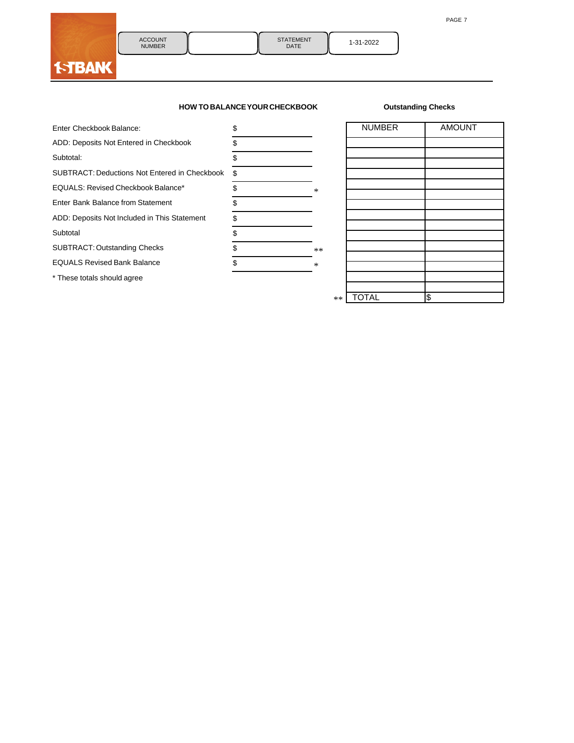1STBANK

| ACCOUNT NUMBER | | STATEMENT DATE | 1-31-2022 |
| --- | --- | --- | --- |

## HOW TO BALANCE YOUR CHECKBOOK

| | | |
| --- | --- | --- |
| Enter Checkbook Balance: | $ | |
| ADD: Deposits Not Entered in Checkbook | $ | |
| Subtotal: | $ | |
| SUBTRACT: Deductions Not Entered in Checkbook | $ | |
| EQUALS: Revised Checkbook Balance* | $ | * |
| Enter Bank Balance from Statement | $ | |
| ADD: Deposits Not Included in This Statement | $ | |
| Subtotal | $ | |
| SUBTRACT: Outstanding Checks | $ | ** |
| EQUALS Revised Bank Balance | $ | * |

* These totals should agree

## Outstanding Checks

| NUMBER | AMOUNT |
| --- | --- |
| | |
| | |
| | |
| | |
| | |
| | |
| | |
| | |
| | |
| | |
| | |
| | |
| | |
| | |
| | |
| ** TOTAL | $ |